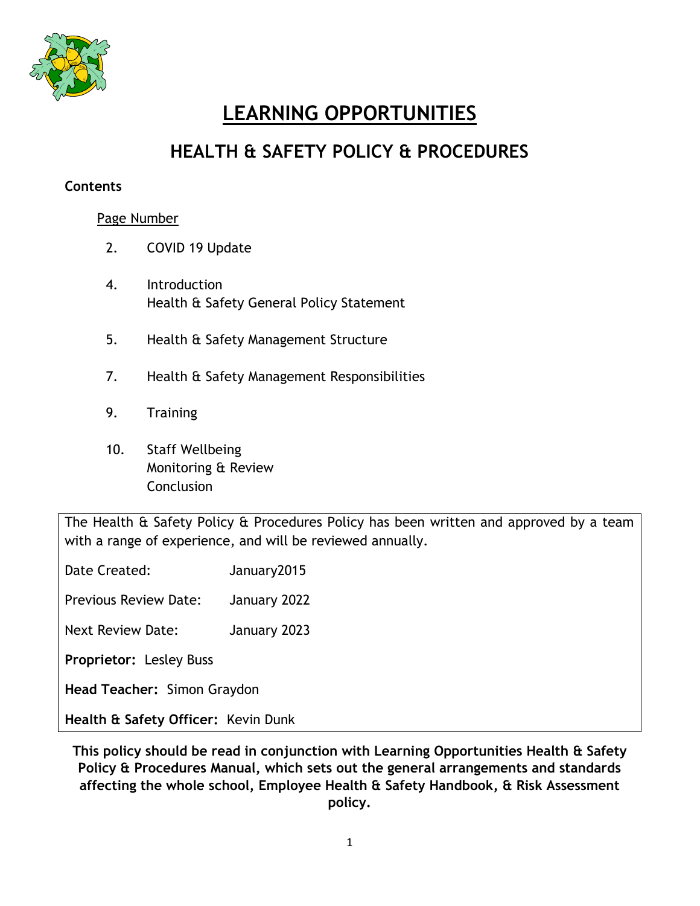# LEARNING OPPORTUNITIES

## HEALTH & SAFETY POLICY & PROCEDURES

**Contents**

Page Number

2. COVID 19 Update

4. Introduction
   Health & Safety General Policy Statement

5. Health & Safety Management Structure

7. Health & Safety Management Responsibilities

9. Training

10. Staff Wellbeing
    Monitoring & Review
    Conclusion

The Health & Safety Policy & Procedures Policy has been written and approved by a team with a range of experience, and will be reviewed annually.

Date Created: January2015

Previous Review Date: January 2022

Next Review Date: January 2023

**Proprietor:** Lesley Buss

**Head Teacher:** Simon Graydon

**Health & Safety Officer:** Kevin Dunk

**This policy should be read in conjunction with Learning Opportunities Health & Safety Policy & Procedures Manual, which sets out the general arrangements and standards affecting the whole school, Employee Health & Safety Handbook, & Risk Assessment policy.**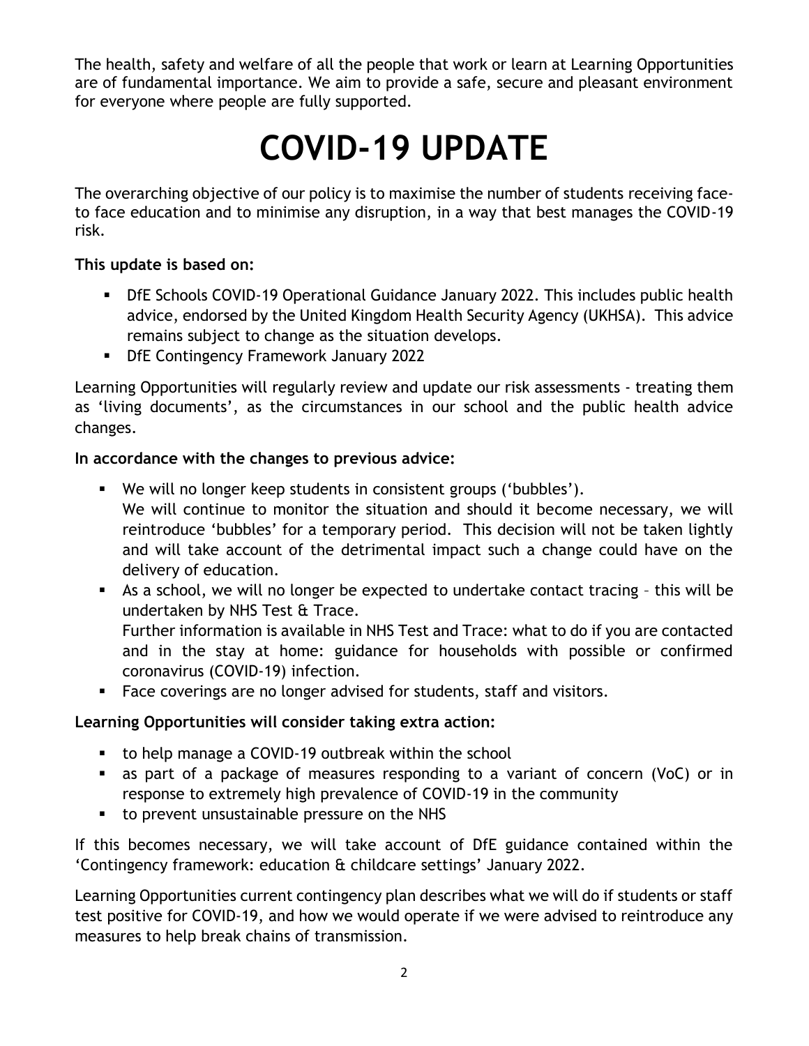The health, safety and welfare of all the people that work or learn at Learning Opportunities are of fundamental importance. We aim to provide a safe, secure and pleasant environment for everyone where people are fully supported.

# COVID-19 UPDATE

The overarching objective of our policy is to maximise the number of students receiving face-to face education and to minimise any disruption, in a way that best manages the COVID-19 risk.

**This update is based on:**

- DfE Schools COVID-19 Operational Guidance January 2022. This includes public health advice, endorsed by the United Kingdom Health Security Agency (UKHSA). This advice remains subject to change as the situation develops.
- DfE Contingency Framework January 2022

Learning Opportunities will regularly review and update our risk assessments - treating them as 'living documents', as the circumstances in our school and the public health advice changes.

**In accordance with the changes to previous advice:**

- We will no longer keep students in consistent groups ('bubbles').
  We will continue to monitor the situation and should it become necessary, we will reintroduce 'bubbles' for a temporary period. This decision will not be taken lightly and will take account of the detrimental impact such a change could have on the delivery of education.
- As a school, we will no longer be expected to undertake contact tracing – this will be undertaken by NHS Test & Trace.
  Further information is available in NHS Test and Trace: what to do if you are contacted and in the stay at home: guidance for households with possible or confirmed coronavirus (COVID-19) infection.
- Face coverings are no longer advised for students, staff and visitors.

**Learning Opportunities will consider taking extra action:**

- to help manage a COVID-19 outbreak within the school
- as part of a package of measures responding to a variant of concern (VoC) or in response to extremely high prevalence of COVID-19 in the community
- to prevent unsustainable pressure on the NHS

If this becomes necessary, we will take account of DfE guidance contained within the 'Contingency framework: education & childcare settings' January 2022.

Learning Opportunities current contingency plan describes what we will do if students or staff test positive for COVID-19, and how we would operate if we were advised to reintroduce any measures to help break chains of transmission.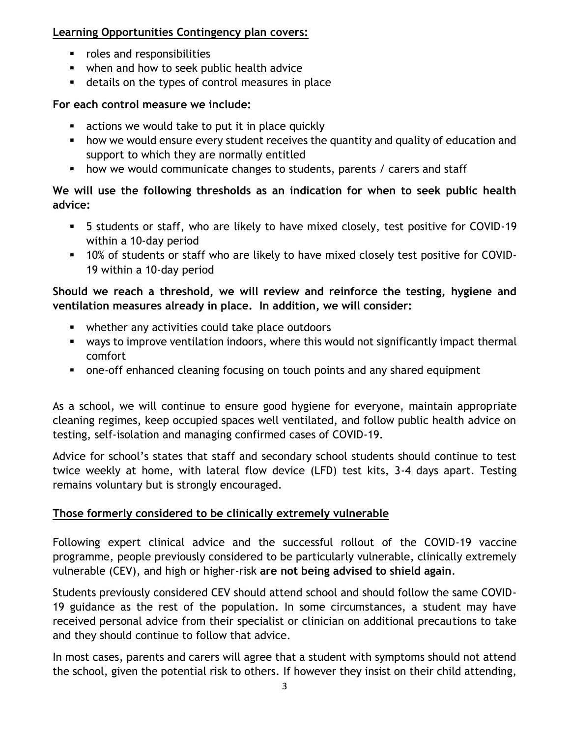**Learning Opportunities Contingency plan covers:**

- roles and responsibilities
- when and how to seek public health advice
- details on the types of control measures in place

**For each control measure we include:**

- actions we would take to put it in place quickly
- how we would ensure every student receives the quantity and quality of education and support to which they are normally entitled
- how we would communicate changes to students, parents / carers and staff

**We will use the following thresholds as an indication for when to seek public health advice:**

- 5 students or staff, who are likely to have mixed closely, test positive for COVID-19 within a 10-day period
- 10% of students or staff who are likely to have mixed closely test positive for COVID-19 within a 10-day period

**Should we reach a threshold, we will review and reinforce the testing, hygiene and ventilation measures already in place. In addition, we will consider:**

- whether any activities could take place outdoors
- ways to improve ventilation indoors, where this would not significantly impact thermal comfort
- one-off enhanced cleaning focusing on touch points and any shared equipment

As a school, we will continue to ensure good hygiene for everyone, maintain appropriate cleaning regimes, keep occupied spaces well ventilated, and follow public health advice on testing, self-isolation and managing confirmed cases of COVID-19.

Advice for school's states that staff and secondary school students should continue to test twice weekly at home, with lateral flow device (LFD) test kits, 3-4 days apart. Testing remains voluntary but is strongly encouraged.

**Those formerly considered to be clinically extremely vulnerable**

Following expert clinical advice and the successful rollout of the COVID-19 vaccine programme, people previously considered to be particularly vulnerable, clinically extremely vulnerable (CEV), and high or higher-risk **are not being advised to shield again**.

Students previously considered CEV should attend school and should follow the same COVID-19 guidance as the rest of the population. In some circumstances, a student may have received personal advice from their specialist or clinician on additional precautions to take and they should continue to follow that advice.

In most cases, parents and carers will agree that a student with symptoms should not attend the school, given the potential risk to others. If however they insist on their child attending,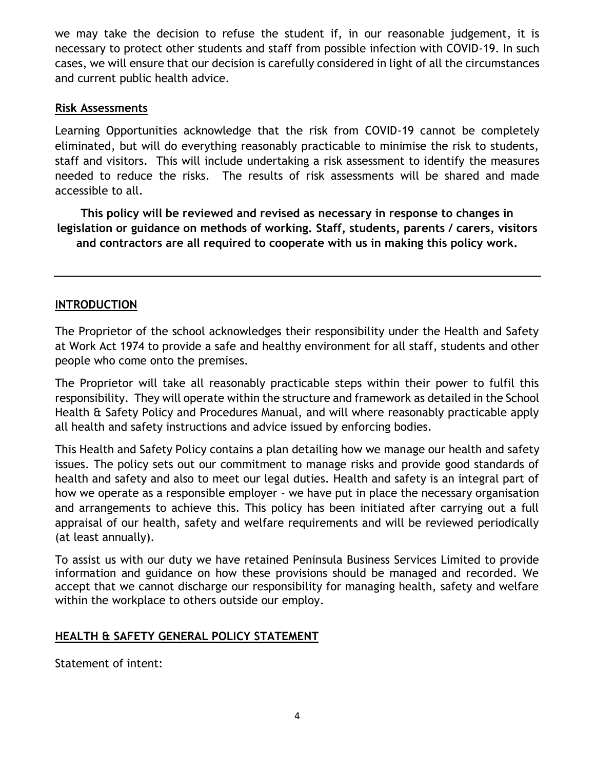we may take the decision to refuse the student if, in our reasonable judgement, it is necessary to protect other students and staff from possible infection with COVID-19. In such cases, we will ensure that our decision is carefully considered in light of all the circumstances and current public health advice.

## Risk Assessments

Learning Opportunities acknowledge that the risk from COVID-19 cannot be completely eliminated, but will do everything reasonably practicable to minimise the risk to students, staff and visitors. This will include undertaking a risk assessment to identify the measures needed to reduce the risks. The results of risk assessments will be shared and made accessible to all.

**This policy will be reviewed and revised as necessary in response to changes in legislation or guidance on methods of working. Staff, students, parents / carers, visitors and contractors are all required to cooperate with us in making this policy work.**

---

## INTRODUCTION

The Proprietor of the school acknowledges their responsibility under the Health and Safety at Work Act 1974 to provide a safe and healthy environment for all staff, students and other people who come onto the premises.

The Proprietor will take all reasonably practicable steps within their power to fulfil this responsibility. They will operate within the structure and framework as detailed in the School Health & Safety Policy and Procedures Manual, and will where reasonably practicable apply all health and safety instructions and advice issued by enforcing bodies.

This Health and Safety Policy contains a plan detailing how we manage our health and safety issues. The policy sets out our commitment to manage risks and provide good standards of health and safety and also to meet our legal duties. Health and safety is an integral part of how we operate as a responsible employer - we have put in place the necessary organisation and arrangements to achieve this. This policy has been initiated after carrying out a full appraisal of our health, safety and welfare requirements and will be reviewed periodically (at least annually).

To assist us with our duty we have retained Peninsula Business Services Limited to provide information and guidance on how these provisions should be managed and recorded. We accept that we cannot discharge our responsibility for managing health, safety and welfare within the workplace to others outside our employ.

## HEALTH & SAFETY GENERAL POLICY STATEMENT

Statement of intent: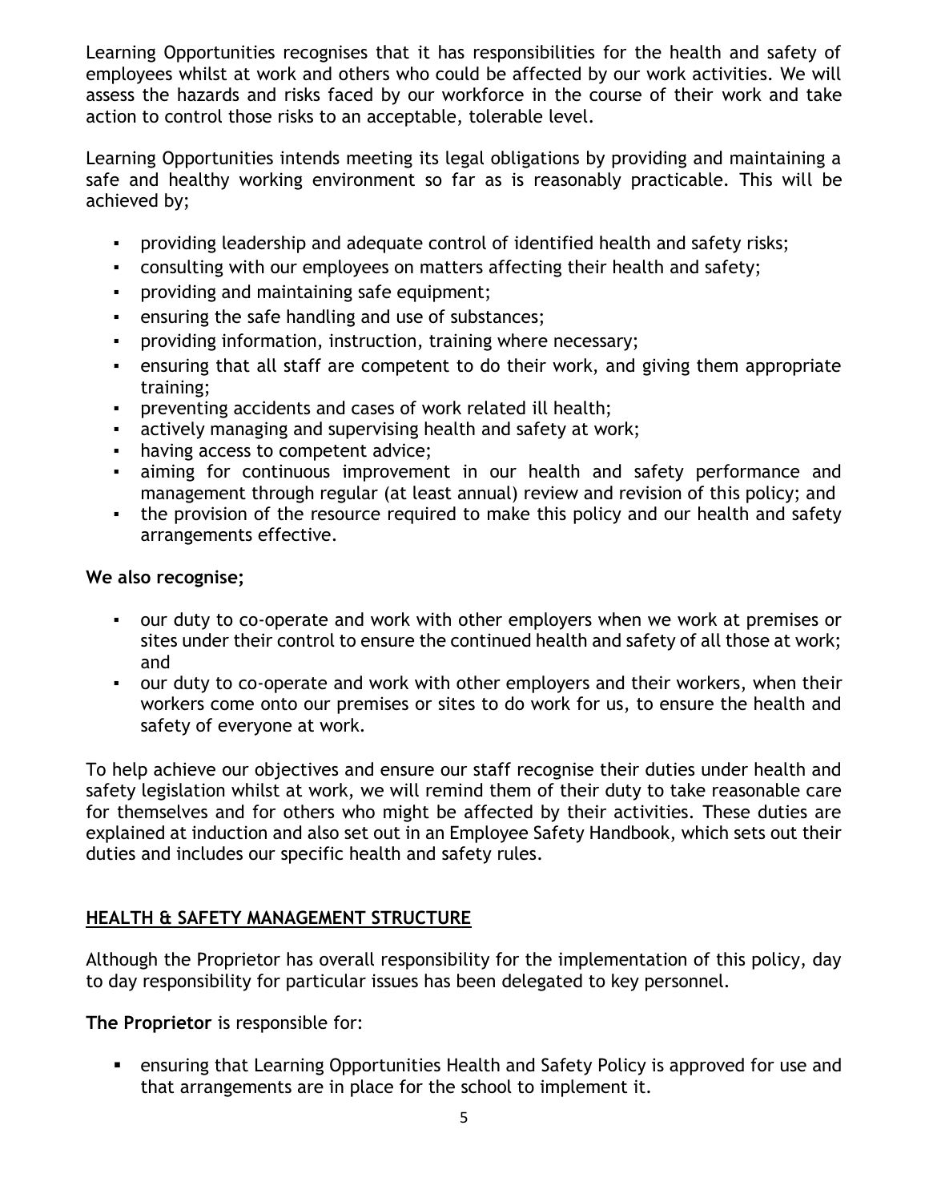Learning Opportunities recognises that it has responsibilities for the health and safety of employees whilst at work and others who could be affected by our work activities. We will assess the hazards and risks faced by our workforce in the course of their work and take action to control those risks to an acceptable, tolerable level.

Learning Opportunities intends meeting its legal obligations by providing and maintaining a safe and healthy working environment so far as is reasonably practicable. This will be achieved by;

- providing leadership and adequate control of identified health and safety risks;
- consulting with our employees on matters affecting their health and safety;
- providing and maintaining safe equipment;
- ensuring the safe handling and use of substances;
- providing information, instruction, training where necessary;
- ensuring that all staff are competent to do their work, and giving them appropriate training;
- preventing accidents and cases of work related ill health;
- actively managing and supervising health and safety at work;
- having access to competent advice;
- aiming for continuous improvement in our health and safety performance and management through regular (at least annual) review and revision of this policy; and
- the provision of the resource required to make this policy and our health and safety arrangements effective.

**We also recognise;**

- our duty to co-operate and work with other employers when we work at premises or sites under their control to ensure the continued health and safety of all those at work; and
- our duty to co-operate and work with other employers and their workers, when their workers come onto our premises or sites to do work for us, to ensure the health and safety of everyone at work.

To help achieve our objectives and ensure our staff recognise their duties under health and safety legislation whilst at work, we will remind them of their duty to take reasonable care for themselves and for others who might be affected by their activities. These duties are explained at induction and also set out in an Employee Safety Handbook, which sets out their duties and includes our specific health and safety rules.

## HEALTH & SAFETY MANAGEMENT STRUCTURE

Although the Proprietor has overall responsibility for the implementation of this policy, day to day responsibility for particular issues has been delegated to key personnel.

**The Proprietor** is responsible for:

- ensuring that Learning Opportunities Health and Safety Policy is approved for use and that arrangements are in place for the school to implement it.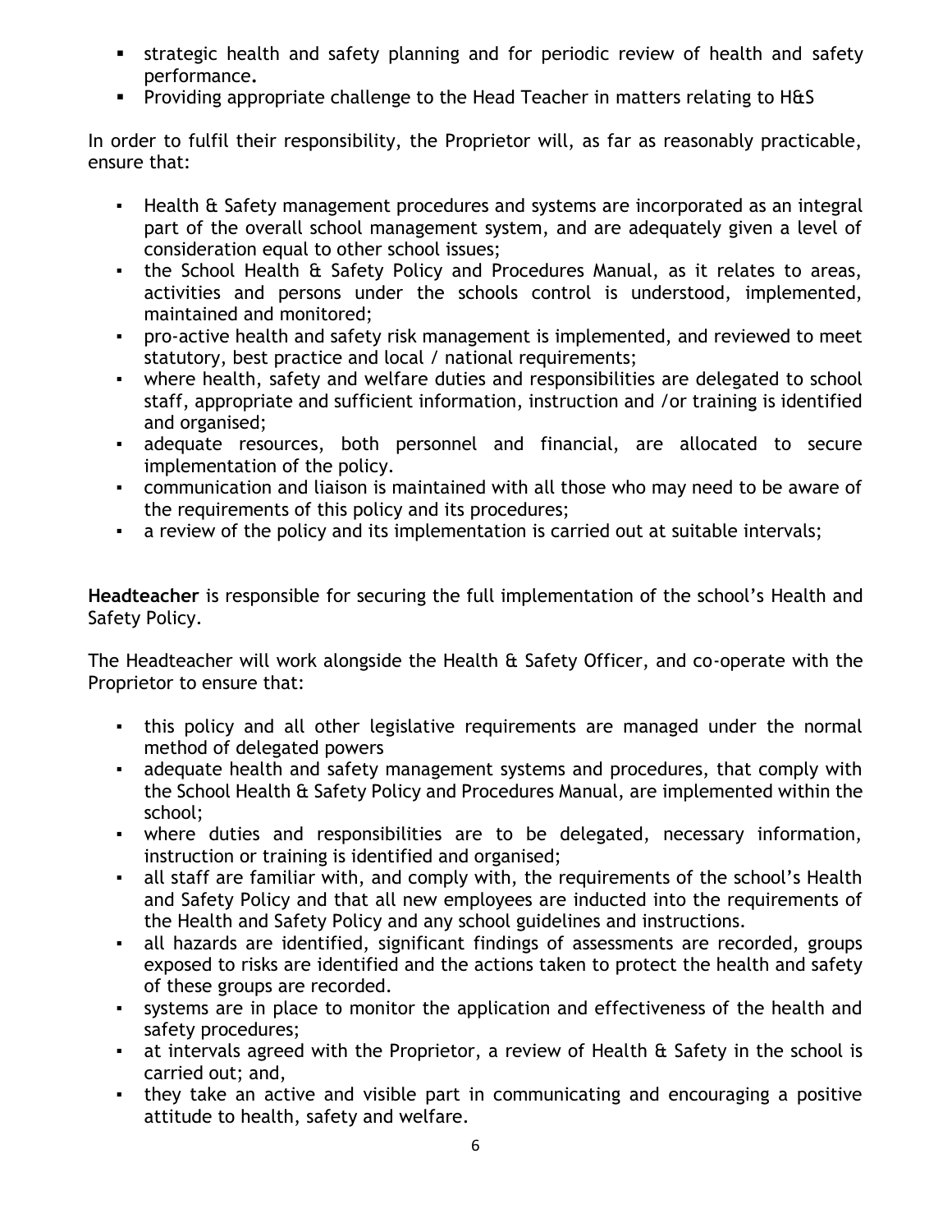- strategic health and safety planning and for periodic review of health and safety performance**.**
- Providing appropriate challenge to the Head Teacher in matters relating to H&S

In order to fulfil their responsibility, the Proprietor will, as far as reasonably practicable, ensure that:

- Health & Safety management procedures and systems are incorporated as an integral part of the overall school management system, and are adequately given a level of consideration equal to other school issues;
- the School Health & Safety Policy and Procedures Manual, as it relates to areas, activities and persons under the schools control is understood, implemented, maintained and monitored;
- pro-active health and safety risk management is implemented, and reviewed to meet statutory, best practice and local / national requirements;
- where health, safety and welfare duties and responsibilities are delegated to school staff, appropriate and sufficient information, instruction and /or training is identified and organised;
- adequate resources, both personnel and financial, are allocated to secure implementation of the policy.
- communication and liaison is maintained with all those who may need to be aware of the requirements of this policy and its procedures;
- a review of the policy and its implementation is carried out at suitable intervals;

**Headteacher** is responsible for securing the full implementation of the school's Health and Safety Policy.

The Headteacher will work alongside the Health & Safety Officer, and co-operate with the Proprietor to ensure that:

- this policy and all other legislative requirements are managed under the normal method of delegated powers
- adequate health and safety management systems and procedures, that comply with the School Health & Safety Policy and Procedures Manual, are implemented within the school;
- where duties and responsibilities are to be delegated, necessary information, instruction or training is identified and organised;
- all staff are familiar with, and comply with, the requirements of the school's Health and Safety Policy and that all new employees are inducted into the requirements of the Health and Safety Policy and any school guidelines and instructions.
- all hazards are identified, significant findings of assessments are recorded, groups exposed to risks are identified and the actions taken to protect the health and safety of these groups are recorded.
- systems are in place to monitor the application and effectiveness of the health and safety procedures;
- at intervals agreed with the Proprietor, a review of Health & Safety in the school is carried out; and,
- they take an active and visible part in communicating and encouraging a positive attitude to health, safety and welfare.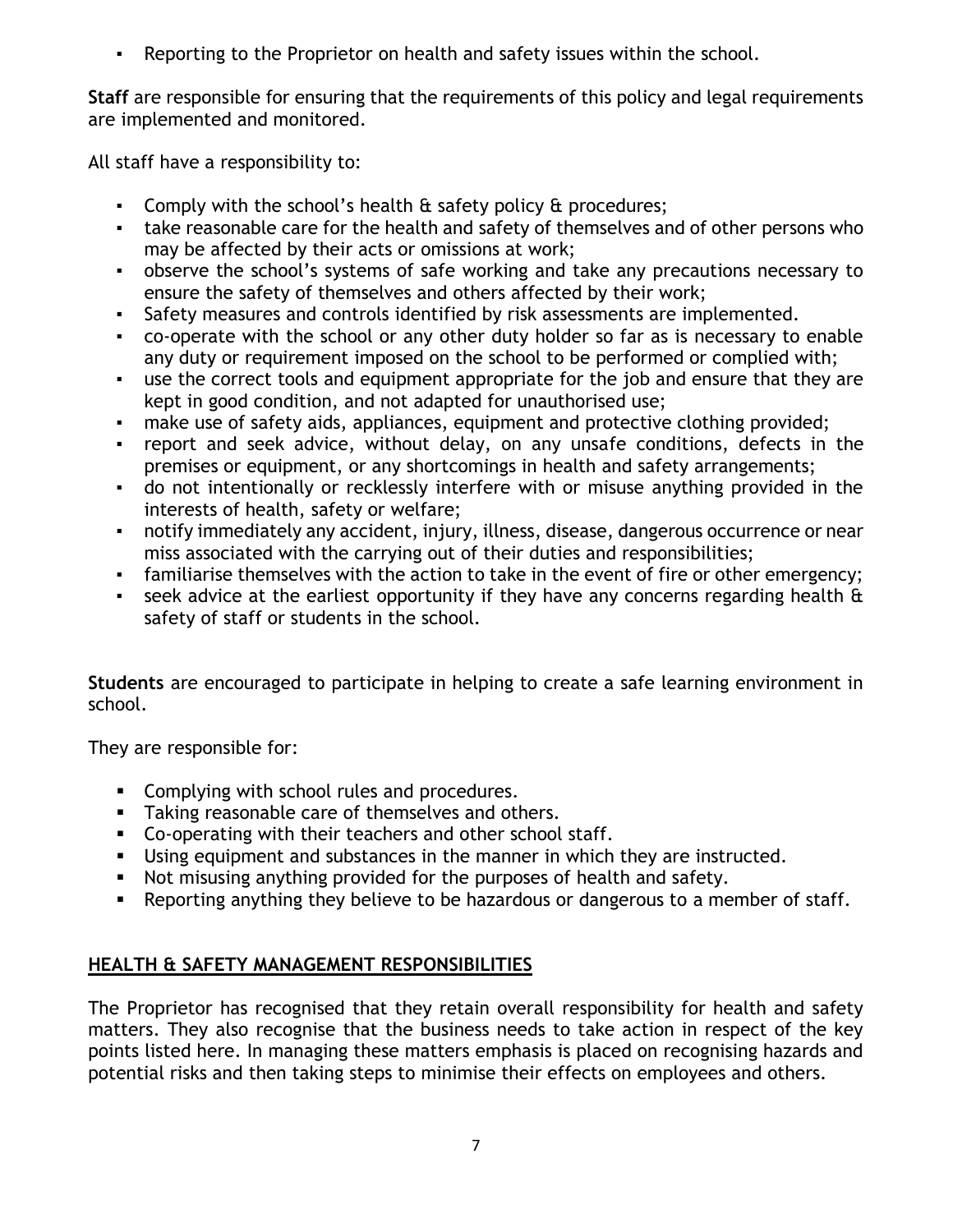- Reporting to the Proprietor on health and safety issues within the school.

**Staff** are responsible for ensuring that the requirements of this policy and legal requirements are implemented and monitored.

All staff have a responsibility to:

- Comply with the school's health & safety policy & procedures;
- take reasonable care for the health and safety of themselves and of other persons who may be affected by their acts or omissions at work;
- observe the school's systems of safe working and take any precautions necessary to ensure the safety of themselves and others affected by their work;
- Safety measures and controls identified by risk assessments are implemented.
- co-operate with the school or any other duty holder so far as is necessary to enable any duty or requirement imposed on the school to be performed or complied with;
- use the correct tools and equipment appropriate for the job and ensure that they are kept in good condition, and not adapted for unauthorised use;
- make use of safety aids, appliances, equipment and protective clothing provided;
- report and seek advice, without delay, on any unsafe conditions, defects in the premises or equipment, or any shortcomings in health and safety arrangements;
- do not intentionally or recklessly interfere with or misuse anything provided in the interests of health, safety or welfare;
- notify immediately any accident, injury, illness, disease, dangerous occurrence or near miss associated with the carrying out of their duties and responsibilities;
- familiarise themselves with the action to take in the event of fire or other emergency;
- seek advice at the earliest opportunity if they have any concerns regarding health & safety of staff or students in the school.

**Students** are encouraged to participate in helping to create a safe learning environment in school.

They are responsible for:

- Complying with school rules and procedures.
- Taking reasonable care of themselves and others.
- Co-operating with their teachers and other school staff.
- Using equipment and substances in the manner in which they are instructed.
- Not misusing anything provided for the purposes of health and safety.
- Reporting anything they believe to be hazardous or dangerous to a member of staff.

## HEALTH & SAFETY MANAGEMENT RESPONSIBILITIES

The Proprietor has recognised that they retain overall responsibility for health and safety matters. They also recognise that the business needs to take action in respect of the key points listed here. In managing these matters emphasis is placed on recognising hazards and potential risks and then taking steps to minimise their effects on employees and others.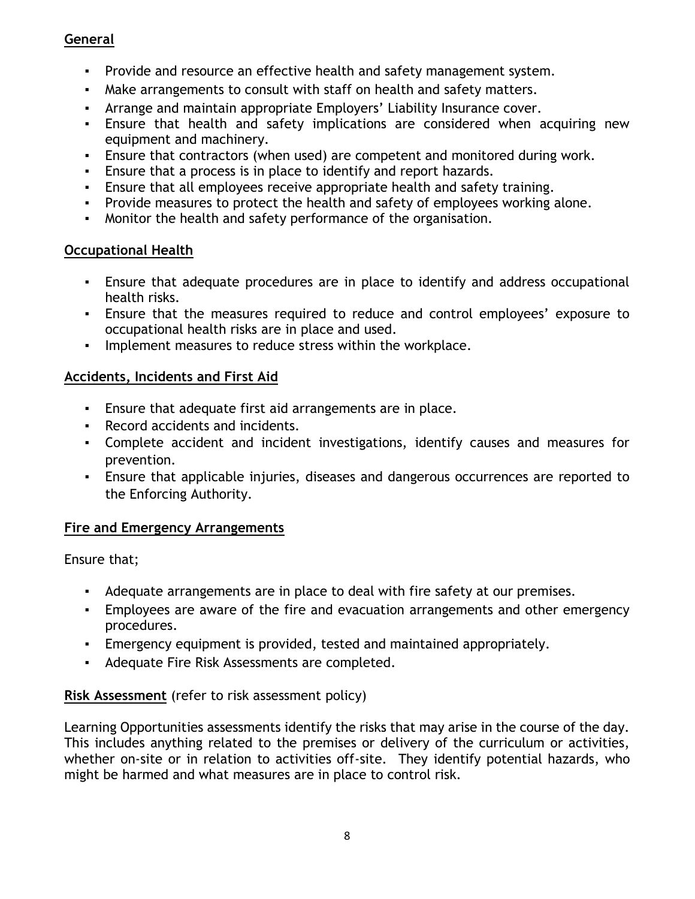**General**

- Provide and resource an effective health and safety management system.
- Make arrangements to consult with staff on health and safety matters.
- Arrange and maintain appropriate Employers' Liability Insurance cover.
- Ensure that health and safety implications are considered when acquiring new equipment and machinery.
- Ensure that contractors (when used) are competent and monitored during work.
- Ensure that a process is in place to identify and report hazards.
- Ensure that all employees receive appropriate health and safety training.
- Provide measures to protect the health and safety of employees working alone.
- Monitor the health and safety performance of the organisation.

**Occupational Health**

- Ensure that adequate procedures are in place to identify and address occupational health risks.
- Ensure that the measures required to reduce and control employees' exposure to occupational health risks are in place and used.
- Implement measures to reduce stress within the workplace.

**Accidents, Incidents and First Aid**

- Ensure that adequate first aid arrangements are in place.
- Record accidents and incidents.
- Complete accident and incident investigations, identify causes and measures for prevention.
- Ensure that applicable injuries, diseases and dangerous occurrences are reported to the Enforcing Authority.

**Fire and Emergency Arrangements**

Ensure that;

- Adequate arrangements are in place to deal with fire safety at our premises.
- Employees are aware of the fire and evacuation arrangements and other emergency procedures.
- Emergency equipment is provided, tested and maintained appropriately.
- Adequate Fire Risk Assessments are completed.

**Risk Assessment** (refer to risk assessment policy)

Learning Opportunities assessments identify the risks that may arise in the course of the day. This includes anything related to the premises or delivery of the curriculum or activities, whether on-site or in relation to activities off-site. They identify potential hazards, who might be harmed and what measures are in place to control risk.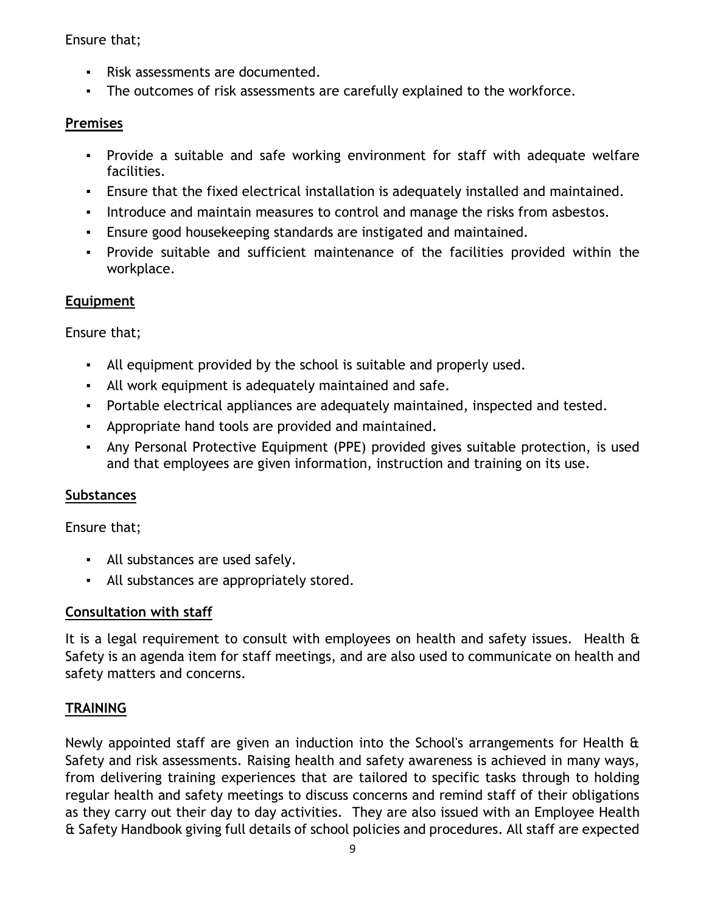Ensure that;

- Risk assessments are documented.
- The outcomes of risk assessments are carefully explained to the workforce.

## Premises

- Provide a suitable and safe working environment for staff with adequate welfare facilities.
- Ensure that the fixed electrical installation is adequately installed and maintained.
- Introduce and maintain measures to control and manage the risks from asbestos.
- Ensure good housekeeping standards are instigated and maintained.
- Provide suitable and sufficient maintenance of the facilities provided within the workplace.

## Equipment

Ensure that;

- All equipment provided by the school is suitable and properly used.
- All work equipment is adequately maintained and safe.
- Portable electrical appliances are adequately maintained, inspected and tested.
- Appropriate hand tools are provided and maintained.
- Any Personal Protective Equipment (PPE) provided gives suitable protection, is used and that employees are given information, instruction and training on its use.

## Substances

Ensure that;

- All substances are used safely.
- All substances are appropriately stored.

## Consultation with staff

It is a legal requirement to consult with employees on health and safety issues. Health & Safety is an agenda item for staff meetings, and are also used to communicate on health and safety matters and concerns.

## TRAINING

Newly appointed staff are given an induction into the School's arrangements for Health & Safety and risk assessments. Raising health and safety awareness is achieved in many ways, from delivering training experiences that are tailored to specific tasks through to holding regular health and safety meetings to discuss concerns and remind staff of their obligations as they carry out their day to day activities. They are also issued with an Employee Health & Safety Handbook giving full details of school policies and procedures. All staff are expected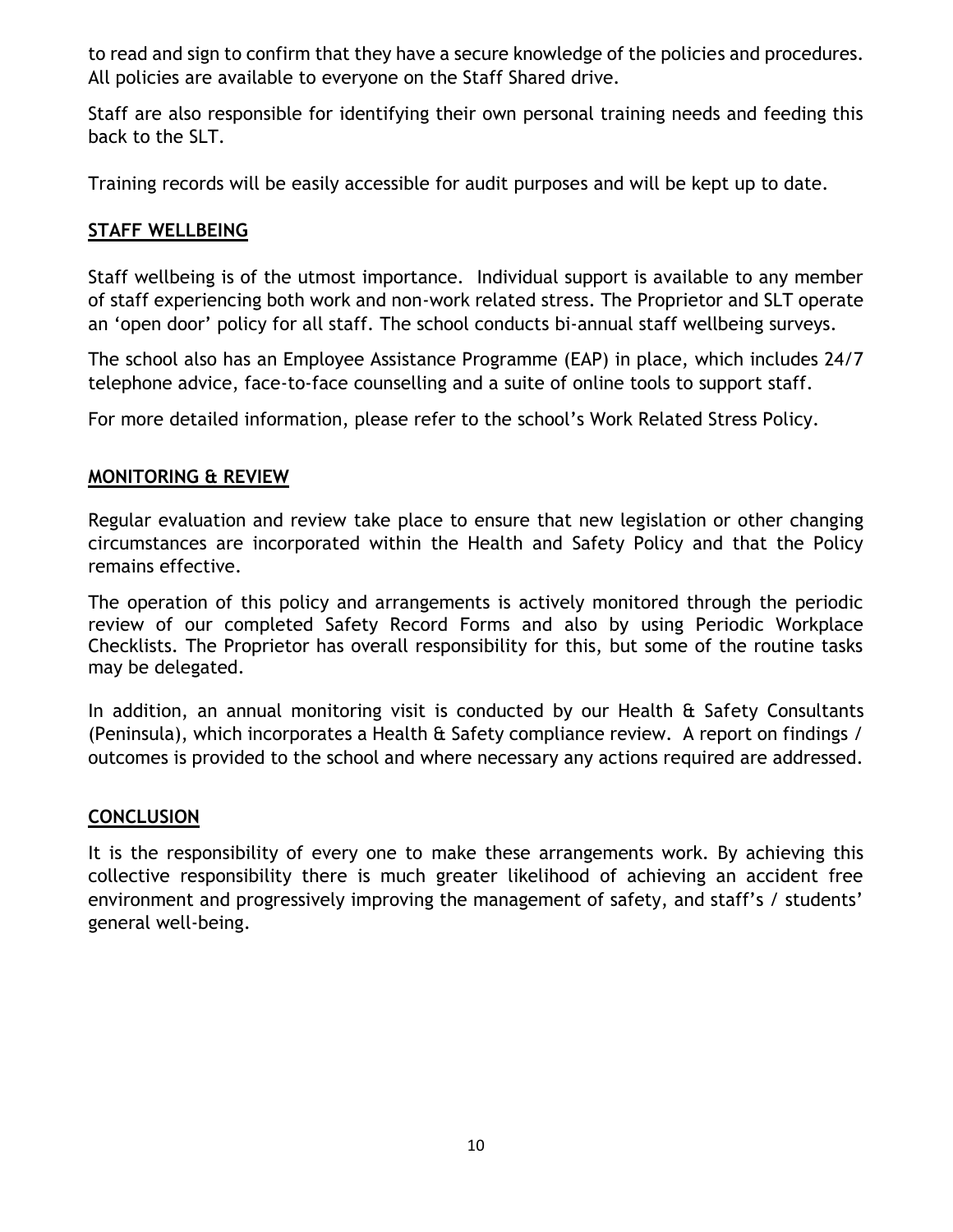to read and sign to confirm that they have a secure knowledge of the policies and procedures. All policies are available to everyone on the Staff Shared drive.

Staff are also responsible for identifying their own personal training needs and feeding this back to the SLT.

Training records will be easily accessible for audit purposes and will be kept up to date.

## STAFF WELLBEING

Staff wellbeing is of the utmost importance. Individual support is available to any member of staff experiencing both work and non-work related stress. The Proprietor and SLT operate an 'open door' policy for all staff. The school conducts bi-annual staff wellbeing surveys.

The school also has an Employee Assistance Programme (EAP) in place, which includes 24/7 telephone advice, face-to-face counselling and a suite of online tools to support staff.

For more detailed information, please refer to the school's Work Related Stress Policy.

## MONITORING & REVIEW

Regular evaluation and review take place to ensure that new legislation or other changing circumstances are incorporated within the Health and Safety Policy and that the Policy remains effective.

The operation of this policy and arrangements is actively monitored through the periodic review of our completed Safety Record Forms and also by using Periodic Workplace Checklists. The Proprietor has overall responsibility for this, but some of the routine tasks may be delegated.

In addition, an annual monitoring visit is conducted by our Health & Safety Consultants (Peninsula), which incorporates a Health & Safety compliance review. A report on findings / outcomes is provided to the school and where necessary any actions required are addressed.

## CONCLUSION

It is the responsibility of every one to make these arrangements work. By achieving this collective responsibility there is much greater likelihood of achieving an accident free environment and progressively improving the management of safety, and staff's / students' general well-being.